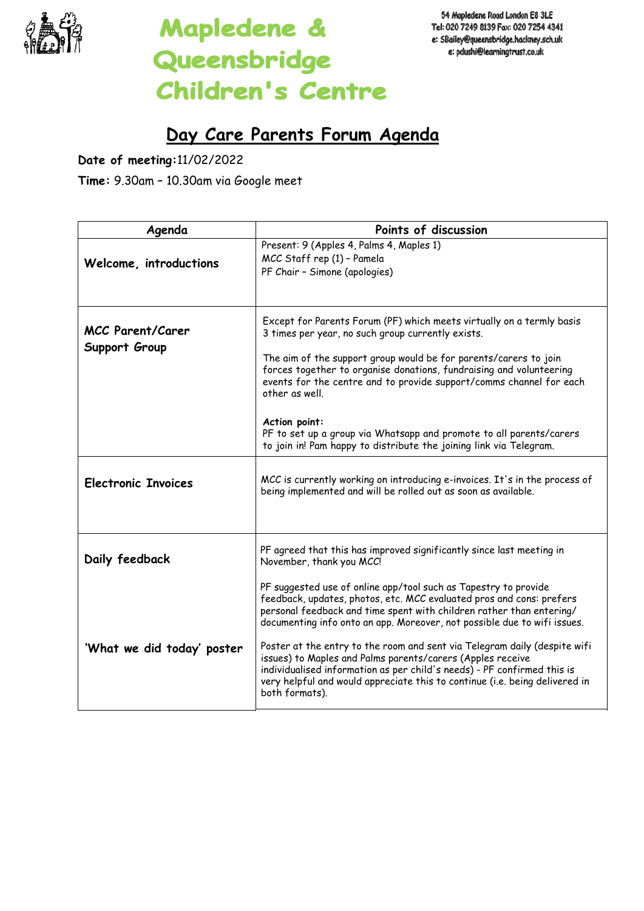# Mapledene & Queensbridge Children's Centre

54 Mapledene Road London E8 3LE
Tel: 020 7249 8139 Fax: 020 7254 4341
e: SBailey@queensbridge.hackney.sch.uk
e: pdushi@learningtrust.co.uk

## Day Care Parents Forum Agenda

**Date of meeting:** 11/02/2022

**Time:** 9.30am – 10.30am via Google meet

| Agenda | Points of discussion |
|---|---|
| **Welcome, introductions** | Present: 9 (Apples 4, Palms 4, Maples 1)<br>MCC Staff rep (1) – Pamela<br>PF Chair – Simone (apologies) |
| **MCC Parent/Carer Support Group** | Except for Parents Forum (PF) which meets virtually on a termly basis 3 times per year, no such group currently exists.<br><br>The aim of the support group would be for parents/carers to join forces together to organise donations, fundraising and volunteering events for the centre and to provide support/comms channel for each other as well.<br><br>**Action point:**<br>PF to set up a group via Whatsapp and promote to all parents/carers to join in! Pam happy to distribute the joining link via Telegram. |
| **Electronic Invoices** | MCC is currently working on introducing e-invoices. It's in the process of being implemented and will be rolled out as soon as available. |
| **Daily feedback** | PF agreed that this has improved significantly since last meeting in November, thank you MCC!<br><br>PF suggested use of online app/tool such as Tapestry to provide feedback, updates, photos, etc. MCC evaluated pros and cons: prefers personal feedback and time spent with children rather than entering/ documenting info onto an app. Moreover, not possible due to wifi issues. |
| **'What we did today' poster** | Poster at the entry to the room and sent via Telegram daily (despite wifi issues) to Maples and Palms parents/carers (Apples receive individualised information as per child's needs) - PF confirmed this is very helpful and would appreciate this to continue (i.e. being delivered in both formats). |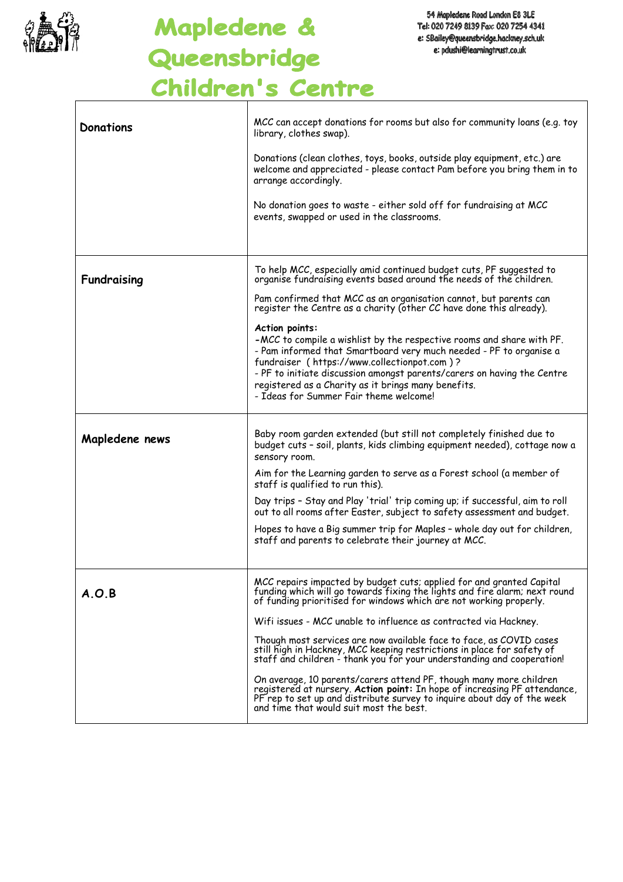# Mapledene & Queensbridge Children's Centre

54 Mapledene Road London E8 3LE
Tel: 020 7249 8139 Fax: 020 7254 4341
e: SBailey@queensbridge.hackney.sch.uk
e: pdushi@learningtrust.co.uk

| | |
|---|---|
| **Donations** | MCC can accept donations for rooms but also for community loans (e.g. toy library, clothes swap).<br><br>Donations (clean clothes, toys, books, outside play equipment, etc.) are welcome and appreciated - please contact Pam before you bring them in to arrange accordingly.<br><br>No donation goes to waste - either sold off for fundraising at MCC events, swapped or used in the classrooms. |
| **Fundraising** | To help MCC, especially amid continued budget cuts, PF suggested to organise fundraising events based around the needs of the children.<br><br>Pam confirmed that MCC as an organisation cannot, but parents can register the Centre as a charity (other CC have done this already).<br><br>**Action points:**<br>-MCC to compile a wishlist by the respective rooms and share with PF.<br>- Pam informed that Smartboard very much needed - PF to organise a fundraiser ( https://www.collectionpot.com ) ?<br>- PF to initiate discussion amongst parents/carers on having the Centre registered as a Charity as it brings many benefits.<br>- Ideas for Summer Fair theme welcome! |
| **Mapledene news** | Baby room garden extended (but still not completely finished due to budget cuts – soil, plants, kids climbing equipment needed), cottage now a sensory room.<br><br>Aim for the Learning garden to serve as a Forest school (a member of staff is qualified to run this).<br><br>Day trips – Stay and Play 'trial' trip coming up; if successful, aim to roll out to all rooms after Easter, subject to safety assessment and budget.<br><br>Hopes to have a Big summer trip for Maples – whole day out for children, staff and parents to celebrate their journey at MCC. |
| **A.O.B** | MCC repairs impacted by budget cuts; applied for and granted Capital funding which will go towards fixing the lights and fire alarm; next round of funding prioritised for windows which are not working properly.<br><br>Wifi issues - MCC unable to influence as contracted via Hackney.<br><br>Though most services are now available face to face, as COVID cases still high in Hackney, MCC keeping restrictions in place for safety of staff and children - thank you for your understanding and cooperation!<br><br>On average, 10 parents/carers attend PF, though many more children registered at nursery. **Action point:** In hope of increasing PF attendance, PF rep to set up and distribute survey to inquire about day of the week and time that would suit most the best. |